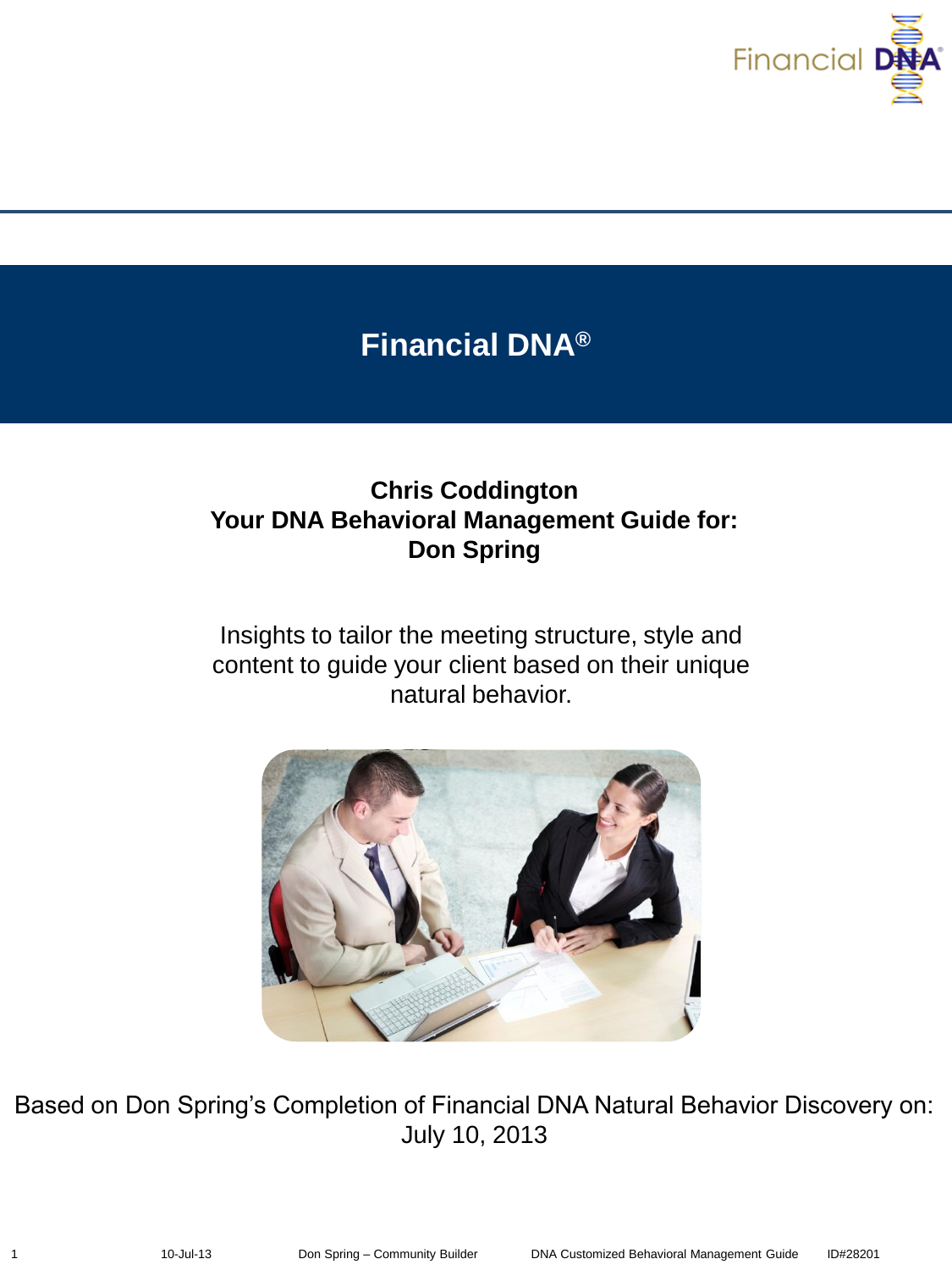# Financial DNA®

**Chris Coddington**
**Your DNA Behavioral Management Guide for:**
**Don Spring**

Insights to tailor the meeting structure, style and content to guide your client based on their unique natural behavior.

Based on Don Spring's Completion of Financial DNA Natural Behavior Discovery on:
July 10, 2013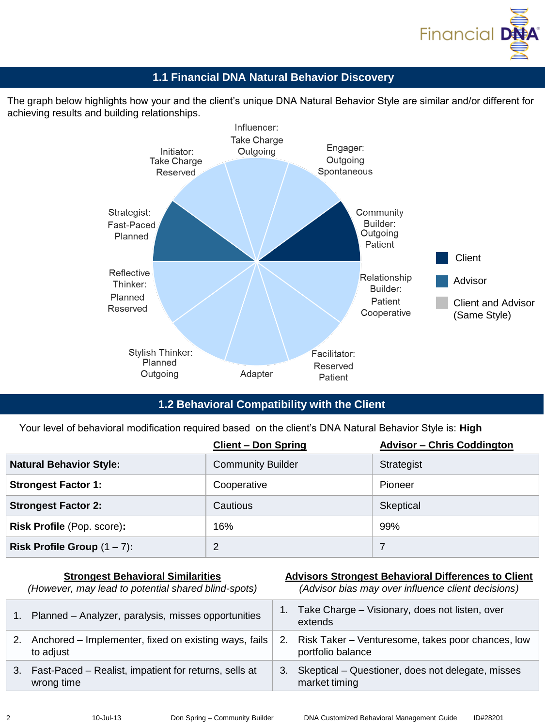## 1.1 Financial DNA Natural Behavior Discovery

The graph below highlights how your and the client's unique DNA Natural Behavior Style are similar and/or different for achieving results and building relationships.

Influencer: Take Charge Outgoing

Engager: Outgoing Spontaneous

Community Builder: Outgoing Patient

Relationship Builder: Patient Cooperative

Facilitator: Reserved Patient

Adapter

Stylish Thinker: Planned Outgoing

Reflective Thinker: Planned Reserved

Strategist: Fast-Paced Planned

Initiator: Take Charge Reserved

Client

Advisor

Client and Advisor (Same Style)

## 1.2 Behavioral Compatibility with the Client

Your level of behavioral modification required based on the client's DNA Natural Behavior Style is: **High**

| | **Client – Don Spring** | **Advisor – Chris Coddington** |
|---|---|---|
| **Natural Behavior Style:** | Community Builder | Strategist |
| **Strongest Factor 1:** | Cooperative | Pioneer |
| **Strongest Factor 2:** | Cautious | Skeptical |
| **Risk Profile** (Pop. score)**:** | 16% | 99% |
| **Risk Profile Group** (1 – 7)**:** | 2 | 7 |

| **Strongest Behavioral Similarities** *(However, may lead to potential shared blind-spots)* | **Advisors Strongest Behavioral Differences to Client** *(Advisor bias may over influence client decisions)* |
|---|---|
| 1. Planned – Analyzer, paralysis, misses opportunities | 1. Take Charge – Visionary, does not listen, over extends |
| 2. Anchored – Implementer, fixed on existing ways, fails to adjust | 2. Risk Taker – Venturesome, takes poor chances, low portfolio balance |
| 3. Fast-Paced – Realist, impatient for returns, sells at wrong time | 3. Skeptical – Questioner, does not delegate, misses market timing |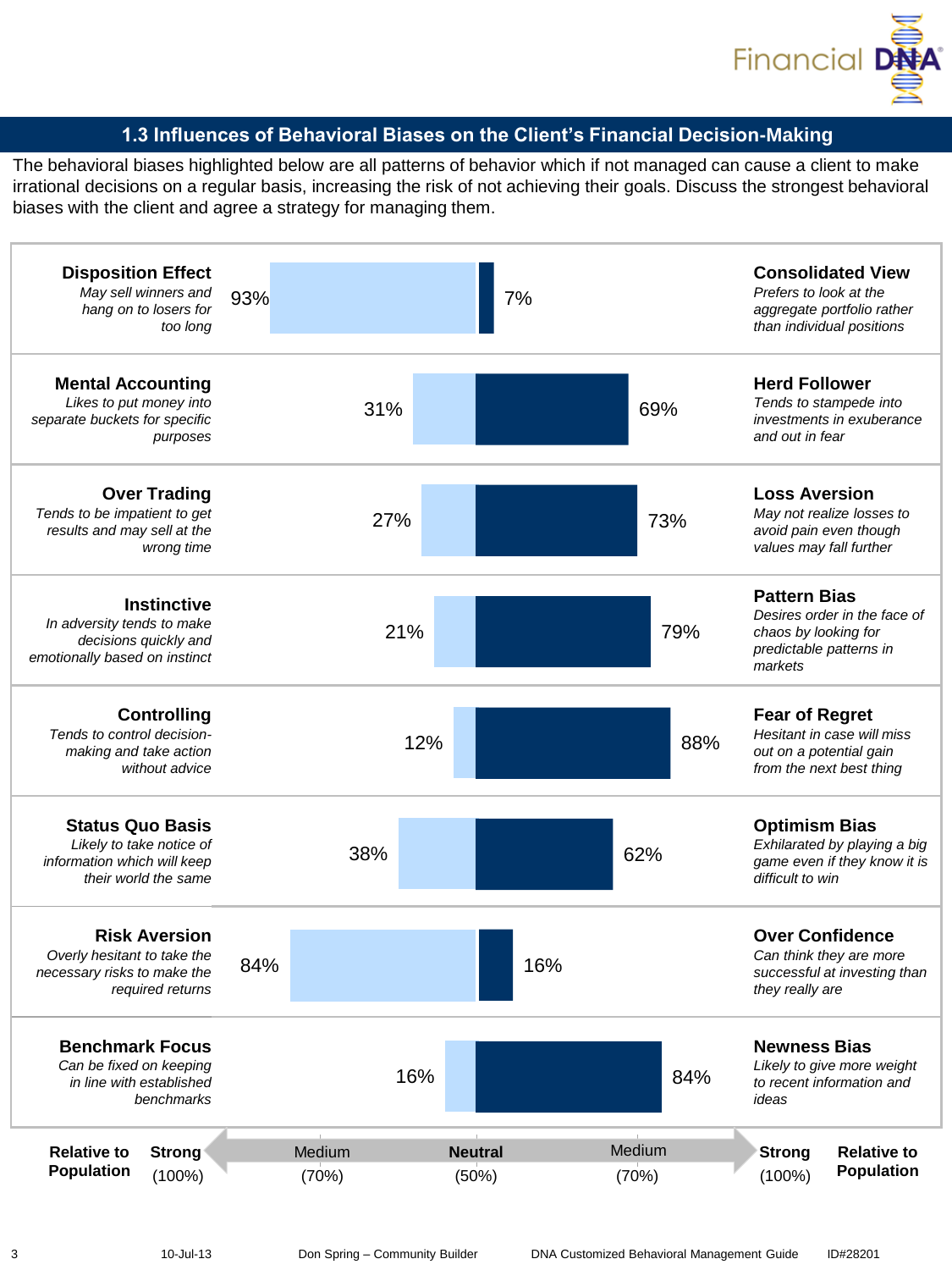## 1.3 Influences of Behavioral Biases on the Client's Financial Decision-Making

The behavioral biases highlighted below are all patterns of behavior which if not managed can cause a client to make irrational decisions on a regular basis, increasing the risk of not achieving their goals. Discuss the strongest behavioral biases with the client and agree a strategy for managing them.

| Bias (left) | % | % | Bias (right) |
|---|---|---|---|
| **Disposition Effect** *May sell winners and hang on to losers for too long* | 93% | 7% | **Consolidated View** *Prefers to look at the aggregate portfolio rather than individual positions* |
| **Mental Accounting** *Likes to put money into separate buckets for specific purposes* | 31% | 69% | **Herd Follower** *Tends to stampede into investments in exuberance and out in fear* |
| **Over Trading** *Tends to be impatient to get results and may sell at the wrong time* | 27% | 73% | **Loss Aversion** *May not realize losses to avoid pain even though values may fall further* |
| **Instinctive** *In adversity tends to make decisions quickly and emotionally based on instinct* | 21% | 79% | **Pattern Bias** *Desires order in the face of chaos by looking for predictable patterns in markets* |
| **Controlling** *Tends to control decision-making and take action without advice* | 12% | 88% | **Fear of Regret** *Hesitant in case will miss out on a potential gain from the next best thing* |
| **Status Quo Basis** *Likely to take notice of information which will keep their world the same* | 38% | 62% | **Optimism Bias** *Exhilarated by playing a big game even if they know it is difficult to win* |
| **Risk Aversion** *Overly hesitant to take the necessary risks to make the required returns* | 84% | 16% | **Over Confidence** *Can think they are more successful at investing than they really are* |
| **Benchmark Focus** *Can be fixed on keeping in line with established benchmarks* | 16% | 84% | **Newness Bias** *Likely to give more weight to recent information and ideas* |

| **Relative to Population** | **Strong** (100%) | Medium (70%) | **Neutral** (50%) | Medium (70%) | **Strong** (100%) | **Relative to Population** |
|---|---|---|---|---|---|---|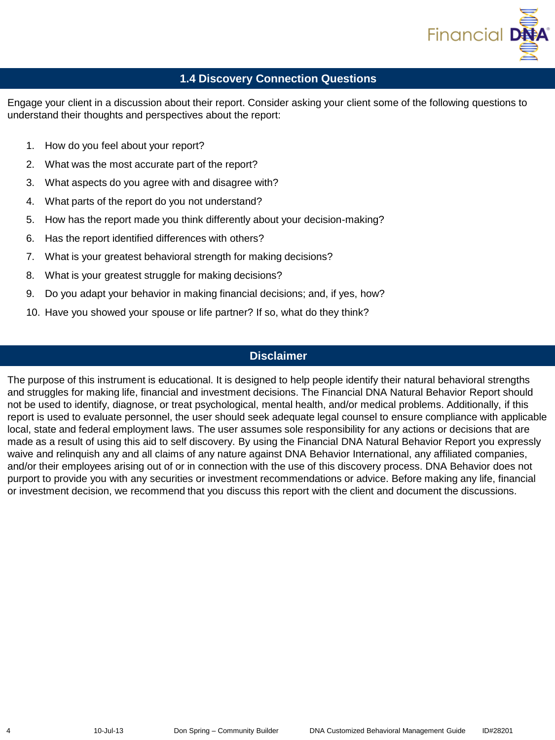## 1.4 Discovery Connection Questions

Engage your client in a discussion about their report. Consider asking your client some of the following questions to understand their thoughts and perspectives about the report:

1. How do you feel about your report?
2. What was the most accurate part of the report?
3. What aspects do you agree with and disagree with?
4. What parts of the report do you not understand?
5. How has the report made you think differently about your decision-making?
6. Has the report identified differences with others?
7. What is your greatest behavioral strength for making decisions?
8. What is your greatest struggle for making decisions?
9. Do you adapt your behavior in making financial decisions; and, if yes, how?
10. Have you showed your spouse or life partner? If so, what do they think?

## Disclaimer

The purpose of this instrument is educational. It is designed to help people identify their natural behavioral strengths and struggles for making life, financial and investment decisions. The Financial DNA Natural Behavior Report should not be used to identify, diagnose, or treat psychological, mental health, and/or medical problems. Additionally, if this report is used to evaluate personnel, the user should seek adequate legal counsel to ensure compliance with applicable local, state and federal employment laws. The user assumes sole responsibility for any actions or decisions that are made as a result of using this aid to self discovery. By using the Financial DNA Natural Behavior Report you expressly waive and relinquish any and all claims of any nature against DNA Behavior International, any affiliated companies, and/or their employees arising out of or in connection with the use of this discovery process. DNA Behavior does not purport to provide you with any securities or investment recommendations or advice. Before making any life, financial or investment decision, we recommend that you discuss this report with the client and document the discussions.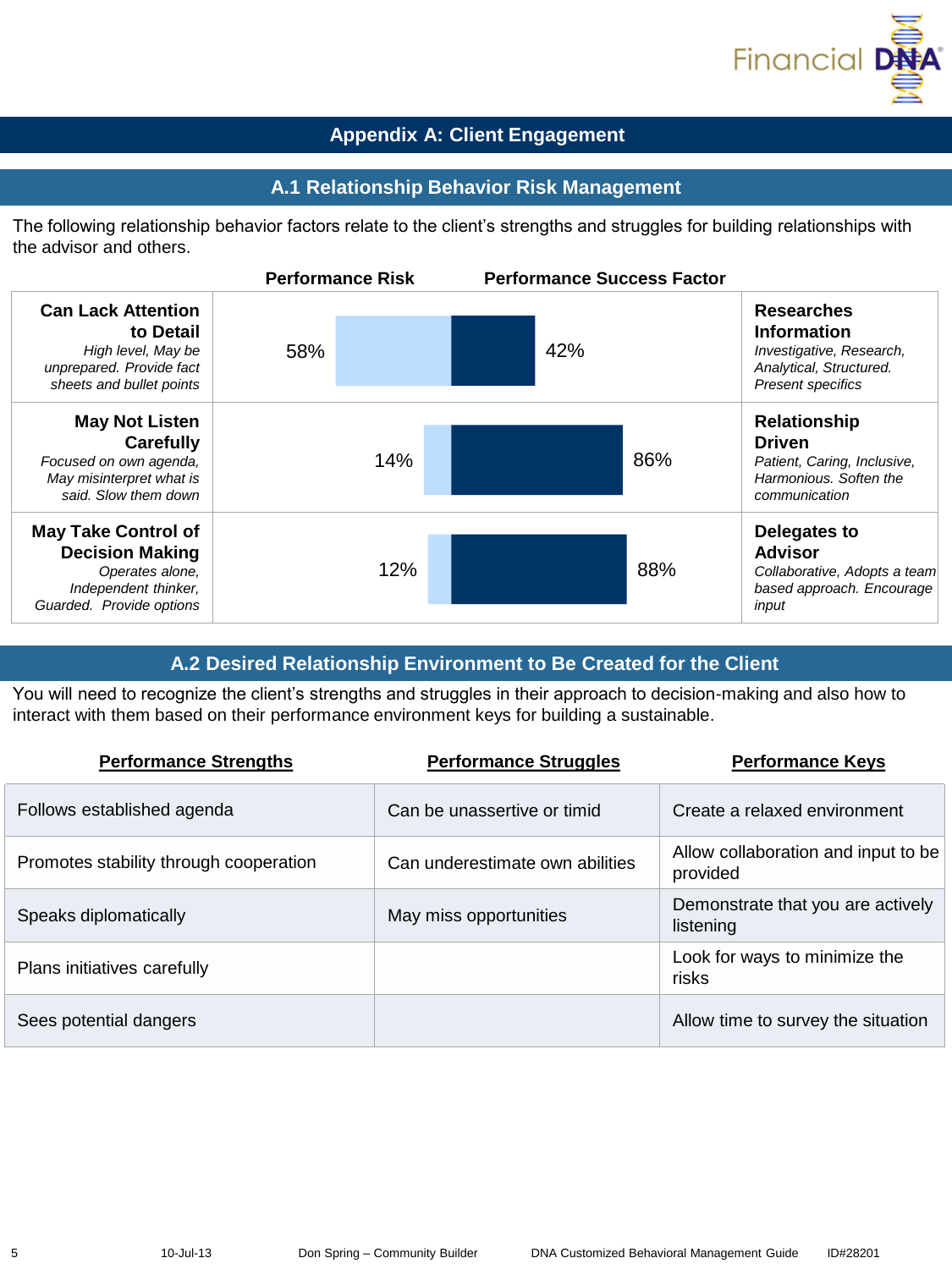# Appendix A: Client Engagement

## A.1 Relationship Behavior Risk Management

The following relationship behavior factors relate to the client's strengths and struggles for building relationships with the advisor and others.

| | Performance Risk | Performance Success Factor | |
|---|---|---|---|
| **Can Lack Attention to Detail** *High level, May be unprepared. Provide fact sheets and bullet points* | 58% | 42% | **Researches Information** *Investigative, Research, Analytical, Structured. Present specifics* |
| **May Not Listen Carefully** *Focused on own agenda, May misinterpret what is said. Slow them down* | 14% | 86% | **Relationship Driven** *Patient, Caring, Inclusive, Harmonious. Soften the communication* |
| **May Take Control of Decision Making** *Operates alone, Independent thinker, Guarded. Provide options* | 12% | 88% | **Delegates to Advisor** *Collaborative, Adopts a team based approach. Encourage input* |

## A.2 Desired Relationship Environment to Be Created for the Client

You will need to recognize the client's strengths and struggles in their approach to decision-making and also how to interact with them based on their performance environment keys for building a sustainable.

| Performance Strengths | Performance Struggles | Performance Keys |
|---|---|---|
| Follows established agenda | Can be unassertive or timid | Create a relaxed environment |
| Promotes stability through cooperation | Can underestimate own abilities | Allow collaboration and input to be provided |
| Speaks diplomatically | May miss opportunities | Demonstrate that you are actively listening |
| Plans initiatives carefully | | Look for ways to minimize the risks |
| Sees potential dangers | | Allow time to survey the situation |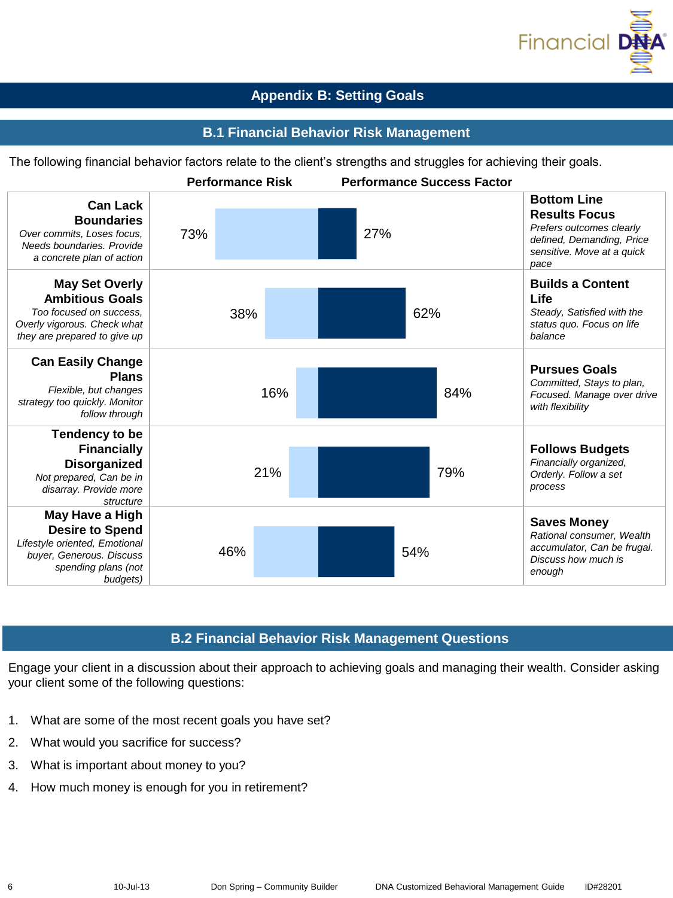# Appendix B: Setting Goals

## B.1 Financial Behavior Risk Management

The following financial behavior factors relate to the client's strengths and struggles for achieving their goals.

| Performance Risk | | | Performance Success Factor |
|---|---|---|---|
| **Can Lack Boundaries** *Over commits, Loses focus, Needs boundaries. Provide a concrete plan of action* | 73% | 27% | **Bottom Line Results Focus** *Prefers outcomes clearly defined, Demanding, Price sensitive. Move at a quick pace* |
| **May Set Overly Ambitious Goals** *Too focused on success, Overly vigorous. Check what they are prepared to give up* | 38% | 62% | **Builds a Content Life** *Steady, Satisfied with the status quo. Focus on life balance* |
| **Can Easily Change Plans** *Flexible, but changes strategy too quickly. Monitor follow through* | 16% | 84% | **Pursues Goals** *Committed, Stays to plan, Focused. Manage over drive with flexibility* |
| **Tendency to be Financially Disorganized** *Not prepared, Can be in disarray. Provide more structure* | 21% | 79% | **Follows Budgets** *Financially organized, Orderly. Follow a set process* |
| **May Have a High Desire to Spend** *Lifestyle oriented, Emotional buyer, Generous. Discuss spending plans (not budgets)* | 46% | 54% | **Saves Money** *Rational consumer, Wealth accumulator, Can be frugal. Discuss how much is enough* |

## B.2 Financial Behavior Risk Management Questions

Engage your client in a discussion about their approach to achieving goals and managing their wealth. Consider asking your client some of the following questions:

1. What are some of the most recent goals you have set?
2. What would you sacrifice for success?
3. What is important about money to you?
4. How much money is enough for you in retirement?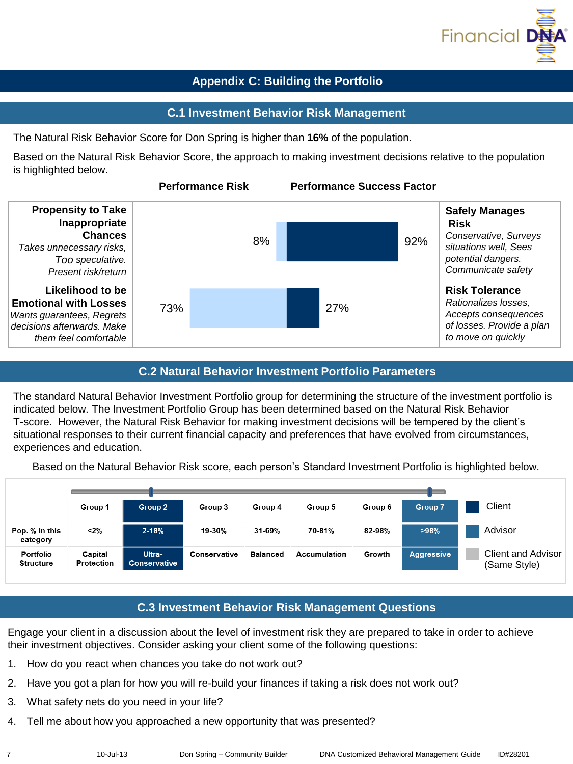# Appendix C: Building the Portfolio

## C.1 Investment Behavior Risk Management

The Natural Risk Behavior Score for Don Spring is higher than **16%** of the population.

Based on the Natural Risk Behavior Score, the approach to making investment decisions relative to the population is highlighted below.

| | Performance Risk | Performance Success Factor | |
|---|---|---|---|
| **Propensity to Take Inappropriate Chances** *Takes unnecessary risks, Too speculative. Present risk/return* | 8% | 92% | **Safely Manages Risk** *Conservative, Surveys situations well, Sees potential dangers. Communicate safety* |
| **Likelihood to be Emotional with Losses** *Wants guarantees, Regrets decisions afterwards. Make them feel comfortable* | 73% | 27% | **Risk Tolerance** *Rationalizes losses, Accepts consequences of losses. Provide a plan to move on quickly* |

## C.2 Natural Behavior Investment Portfolio Parameters

The standard Natural Behavior Investment Portfolio group for determining the structure of the investment portfolio is indicated below. The Investment Portfolio Group has been determined based on the Natural Risk Behavior T-score. However, the Natural Risk Behavior for making investment decisions will be tempered by the client's situational responses to their current financial capacity and preferences that have evolved from circumstances, experiences and education.

Based on the Natural Behavior Risk score, each person's Standard Investment Portfolio is highlighted below.

| | Group 1 | Group 2 | Group 3 | Group 4 | Group 5 | Group 6 | Group 7 |
|---|---|---|---|---|---|---|---|
| Pop. % in this category | <2% | 2-18% | 19-30% | 31-69% | 70-81% | 82-98% | >98% |
| Portfolio Structure | Capital Protection | Ultra-Conservative | Conservative | Balanced | Accumulation | Growth | Aggressive |

Legend: Client (Group 2); Advisor (Group 7); Client and Advisor (Same Style)

## C.3 Investment Behavior Risk Management Questions

Engage your client in a discussion about the level of investment risk they are prepared to take in order to achieve their investment objectives. Consider asking your client some of the following questions:

1. How do you react when chances you take do not work out?
2. Have you got a plan for how you will re-build your finances if taking a risk does not work out?
3. What safety nets do you need in your life?
4. Tell me about how you approached a new opportunity that was presented?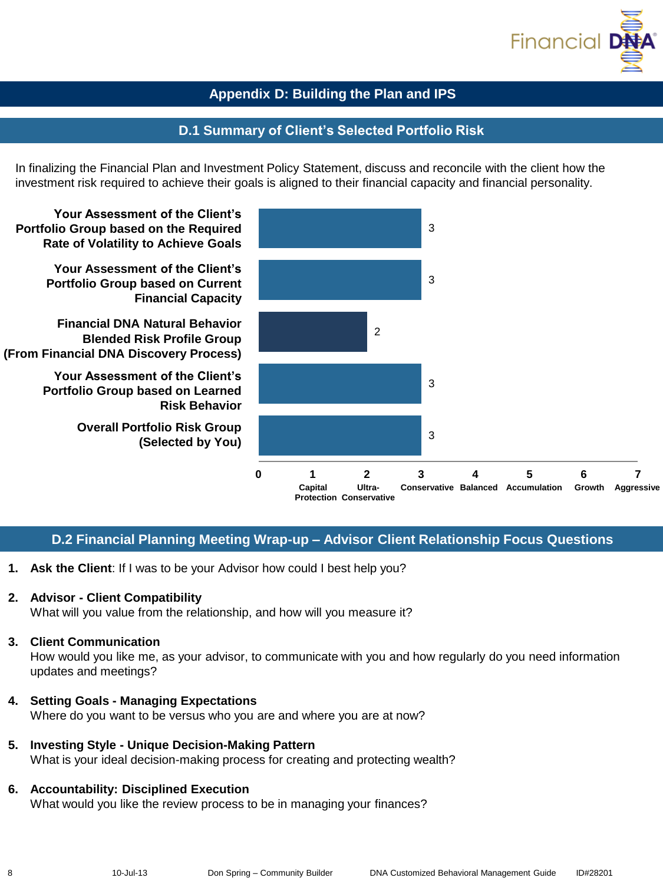# Appendix D: Building the Plan and IPS

## D.1 Summary of Client's Selected Portfolio Risk

In finalizing the Financial Plan and Investment Policy Statement, discuss and reconcile with the client how the investment risk required to achieve their goals is aligned to their financial capacity and financial personality.

**Your Assessment of the Client's Portfolio Group based on the Required Rate of Volatility to Achieve Goals**
3

**Your Assessment of the Client's Portfolio Group based on Current Financial Capacity**
3

**Financial DNA Natural Behavior Blended Risk Profile Group (From Financial DNA Discovery Process)**
2

**Your Assessment of the Client's Portfolio Group based on Learned Risk Behavior**
3

**Overall Portfolio Risk Group (Selected by You)**
3

0
1 Capital Protection
2 Ultra-Conservative
3 Conservative
4 Balanced
5 Accumulation
6 Growth
7 Aggressive

## D.2 Financial Planning Meeting Wrap-up – Advisor Client Relationship Focus Questions

1. **Ask the Client**: If I was to be your Advisor how could I best help you?

2. **Advisor - Client Compatibility**
   What will you value from the relationship, and how will you measure it?

3. **Client Communication**
   How would you like me, as your advisor, to communicate with you and how regularly do you need information updates and meetings?

4. **Setting Goals - Managing Expectations**
   Where do you want to be versus who you are and where you are at now?

5. **Investing Style - Unique Decision-Making Pattern**
   What is your ideal decision-making process for creating and protecting wealth?

6. **Accountability: Disciplined Execution**
   What would you like the review process to be in managing your finances?